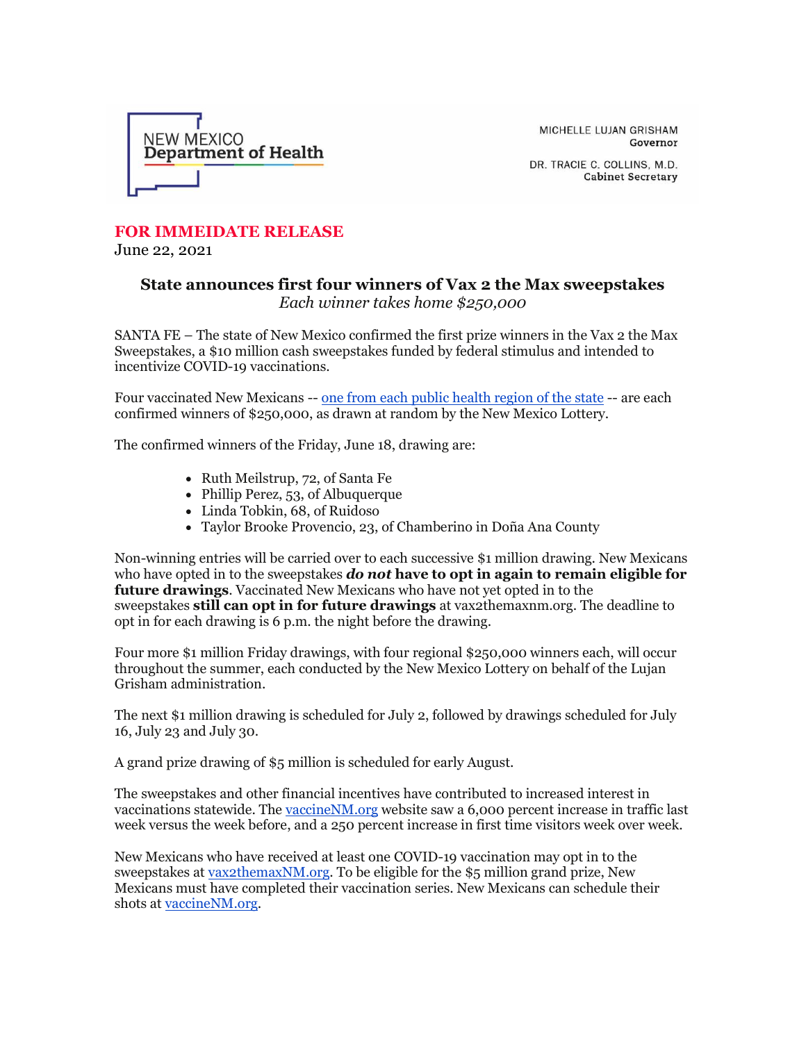NEW MEXICO
**Department of Health**

MICHELLE LUJAN GRISHAM
**Governor**

DR. TRACIE C. COLLINS, M.D.
**Cabinet Secretary**

**FOR IMMEIDATE RELEASE**
June 22, 2021

## State announces first four winners of Vax 2 the Max sweepstakes

*Each winner takes home $250,000*

SANTA FE – The state of New Mexico confirmed the first prize winners in the Vax 2 the Max Sweepstakes, a $10 million cash sweepstakes funded by federal stimulus and intended to incentivize COVID-19 vaccinations.

Four vaccinated New Mexicans -- one from each public health region of the state -- are each confirmed winners of $250,000, as drawn at random by the New Mexico Lottery.

The confirmed winners of the Friday, June 18, drawing are:

- Ruth Meilstrup, 72, of Santa Fe
- Phillip Perez, 53, of Albuquerque
- Linda Tobkin, 68, of Ruidoso
- Taylor Brooke Provencio, 23, of Chamberino in Doña Ana County

Non-winning entries will be carried over to each successive $1 million drawing. New Mexicans who have opted in to the sweepstakes ***do not* have to opt in again to remain eligible for future drawings**. Vaccinated New Mexicans who have not yet opted in to the sweepstakes **still can opt in for future drawings** at vax2themaxnm.org. The deadline to opt in for each drawing is 6 p.m. the night before the drawing.

Four more $1 million Friday drawings, with four regional $250,000 winners each, will occur throughout the summer, each conducted by the New Mexico Lottery on behalf of the Lujan Grisham administration.

The next $1 million drawing is scheduled for July 2, followed by drawings scheduled for July 16, July 23 and July 30.

A grand prize drawing of $5 million is scheduled for early August.

The sweepstakes and other financial incentives have contributed to increased interest in vaccinations statewide. The vaccineNM.org website saw a 6,000 percent increase in traffic last week versus the week before, and a 250 percent increase in first time visitors week over week.

New Mexicans who have received at least one COVID-19 vaccination may opt in to the sweepstakes at vax2themaxNM.org. To be eligible for the $5 million grand prize, New Mexicans must have completed their vaccination series. New Mexicans can schedule their shots at vaccineNM.org.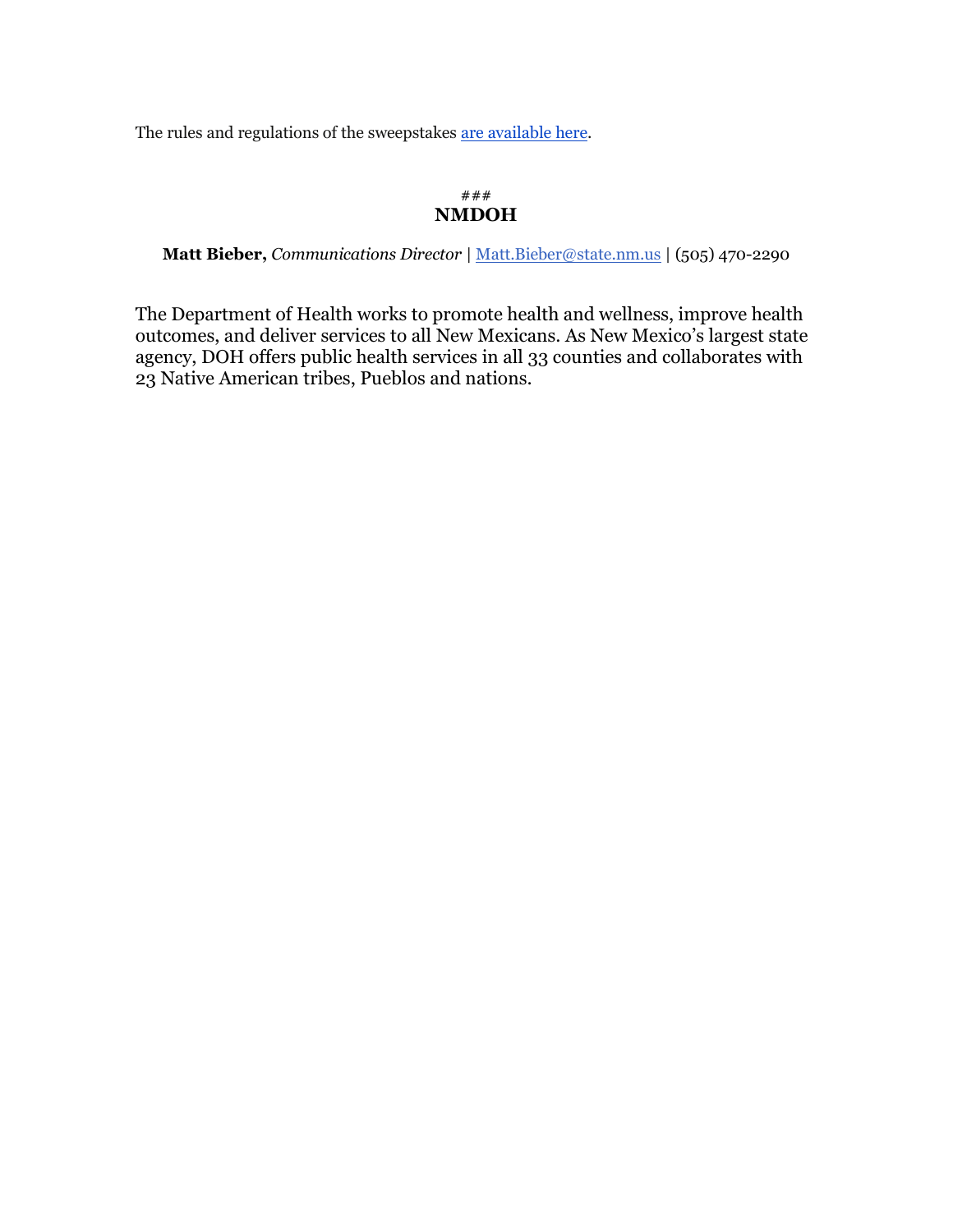The rules and regulations of the sweepstakes are available here.

###

**NMDOH**

**Matt Bieber,** *Communications Director* | Matt.Bieber@state.nm.us | (505) 470-2290

The Department of Health works to promote health and wellness, improve health outcomes, and deliver services to all New Mexicans. As New Mexico's largest state agency, DOH offers public health services in all 33 counties and collaborates with 23 Native American tribes, Pueblos and nations.